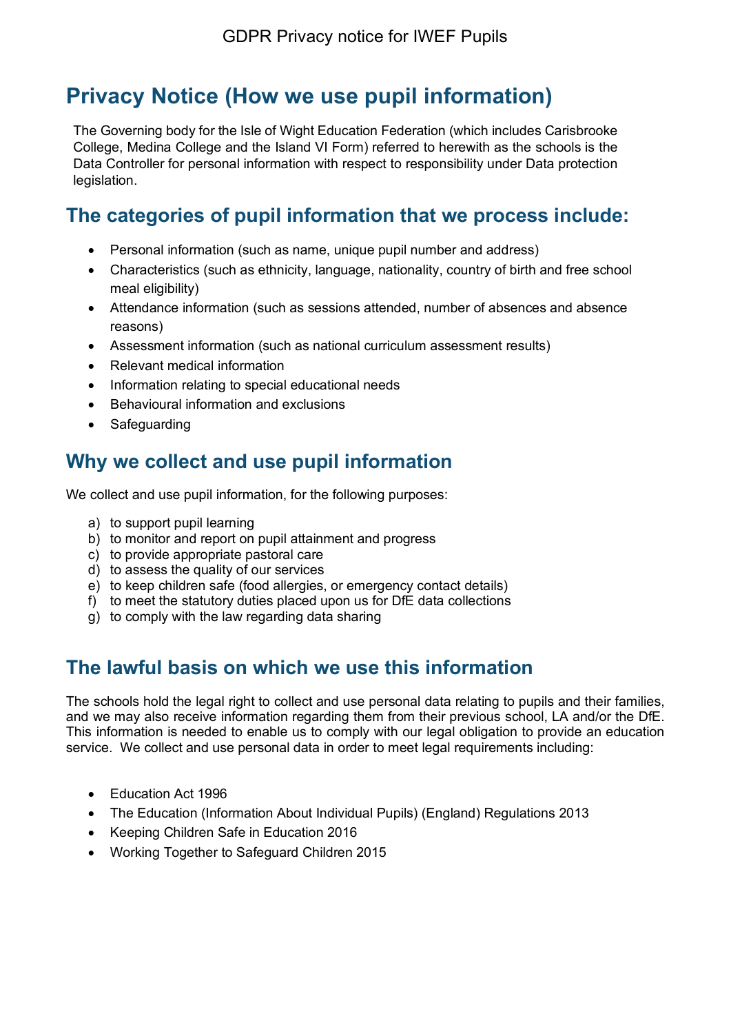# Privacy Notice (How we use pupil information)

The Governing body for the Isle of Wight Education Federation (which includes Carisbrooke College, Medina College and the Island VI Form) referred to herewith as the schools is the Data Controller for personal information with respect to responsibility under Data protection legislation.

## The categories of pupil information that we process include:

- Personal information (such as name, unique pupil number and address)
- Characteristics (such as ethnicity, language, nationality, country of birth and free school meal eligibility)
- Attendance information (such as sessions attended, number of absences and absence reasons)
- Assessment information (such as national curriculum assessment results)
- Relevant medical information
- Information relating to special educational needs
- Behavioural information and exclusions
- Safeguarding

## Why we collect and use pupil information

We collect and use pupil information, for the following purposes:

a) to support pupil learning
b) to monitor and report on pupil attainment and progress
c) to provide appropriate pastoral care
d) to assess the quality of our services
e) to keep children safe (food allergies, or emergency contact details)
f) to meet the statutory duties placed upon us for DfE data collections
g) to comply with the law regarding data sharing

## The lawful basis on which we use this information

The schools hold the legal right to collect and use personal data relating to pupils and their families, and we may also receive information regarding them from their previous school, LA and/or the DfE. This information is needed to enable us to comply with our legal obligation to provide an education service. We collect and use personal data in order to meet legal requirements including:

- Education Act 1996
- The Education (Information About Individual Pupils) (England) Regulations 2013
- Keeping Children Safe in Education 2016
- Working Together to Safeguard Children 2015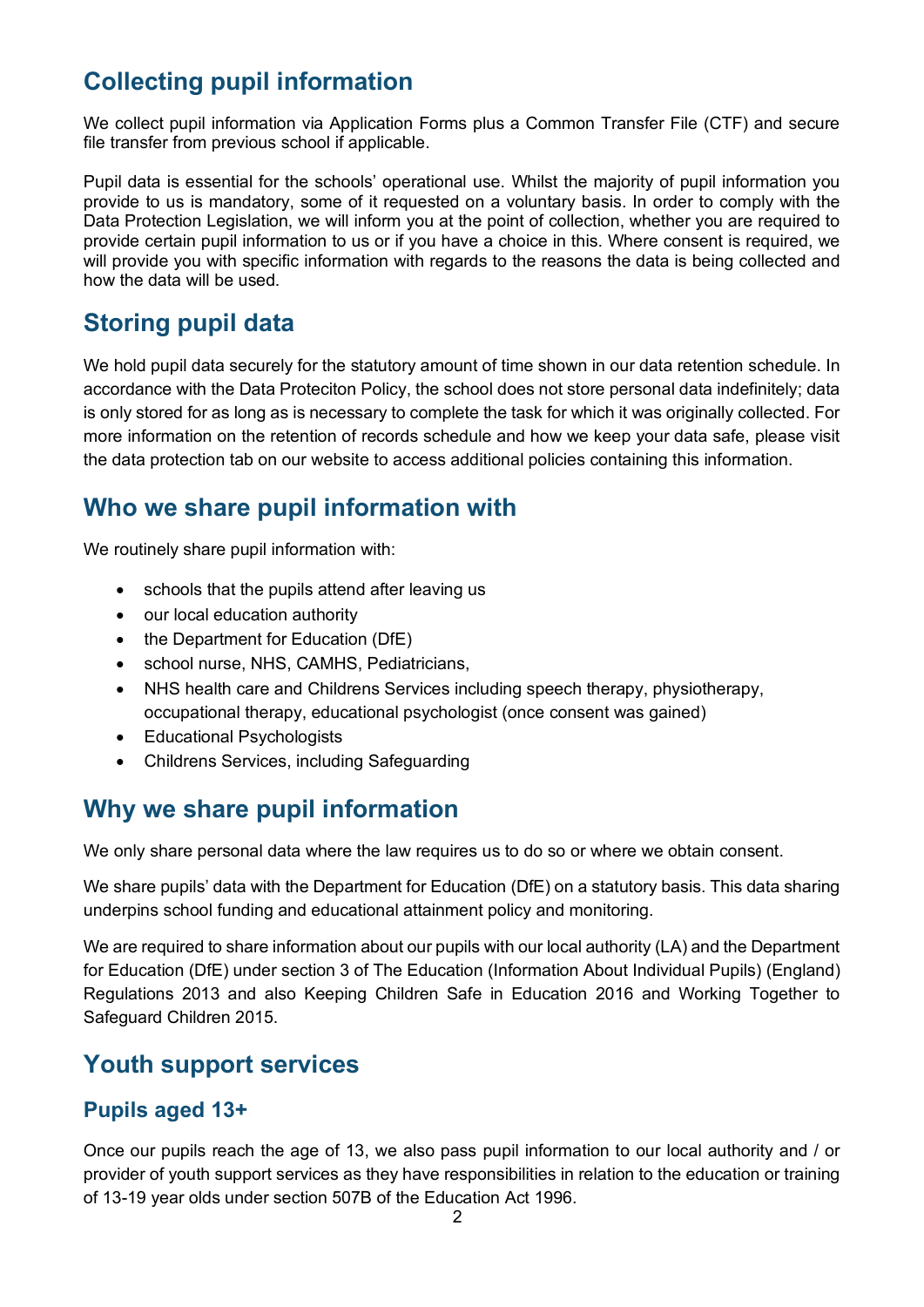## Collecting pupil information

We collect pupil information via Application Forms plus a Common Transfer File (CTF) and secure file transfer from previous school if applicable.

Pupil data is essential for the schools' operational use. Whilst the majority of pupil information you provide to us is mandatory, some of it requested on a voluntary basis. In order to comply with the Data Protection Legislation, we will inform you at the point of collection, whether you are required to provide certain pupil information to us or if you have a choice in this. Where consent is required, we will provide you with specific information with regards to the reasons the data is being collected and how the data will be used.

## Storing pupil data

We hold pupil data securely for the statutory amount of time shown in our data retention schedule. In accordance with the Data Proteciton Policy, the school does not store personal data indefinitely; data is only stored for as long as is necessary to complete the task for which it was originally collected. For more information on the retention of records schedule and how we keep your data safe, please visit the data protection tab on our website to access additional policies containing this information.

## Who we share pupil information with

We routinely share pupil information with:

- schools that the pupils attend after leaving us
- our local education authority
- the Department for Education (DfE)
- school nurse, NHS, CAMHS, Pediatricians,
- NHS health care and Childrens Services including speech therapy, physiotherapy, occupational therapy, educational psychologist (once consent was gained)
- Educational Psychologists
- Childrens Services, including Safeguarding

## Why we share pupil information

We only share personal data where the law requires us to do so or where we obtain consent.

We share pupils' data with the Department for Education (DfE) on a statutory basis. This data sharing underpins school funding and educational attainment policy and monitoring.

We are required to share information about our pupils with our local authority (LA) and the Department for Education (DfE) under section 3 of The Education (Information About Individual Pupils) (England) Regulations 2013 and also Keeping Children Safe in Education 2016 and Working Together to Safeguard Children 2015.

## Youth support services

### Pupils aged 13+

Once our pupils reach the age of 13, we also pass pupil information to our local authority and / or provider of youth support services as they have responsibilities in relation to the education or training of 13-19 year olds under section 507B of the Education Act 1996.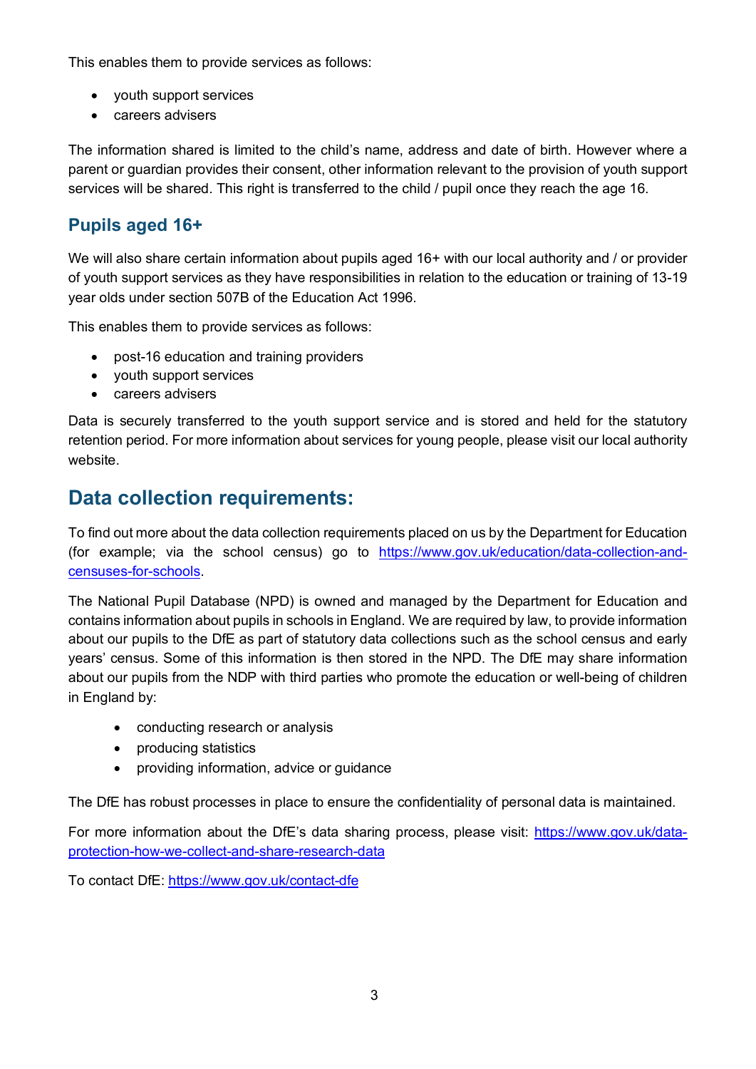This enables them to provide services as follows:

- youth support services
- careers advisers

The information shared is limited to the child's name, address and date of birth. However where a parent or guardian provides their consent, other information relevant to the provision of youth support services will be shared. This right is transferred to the child / pupil once they reach the age 16.

### Pupils aged 16+

We will also share certain information about pupils aged 16+ with our local authority and / or provider of youth support services as they have responsibilities in relation to the education or training of 13-19 year olds under section 507B of the Education Act 1996.

This enables them to provide services as follows:

- post-16 education and training providers
- youth support services
- careers advisers

Data is securely transferred to the youth support service and is stored and held for the statutory retention period. For more information about services for young people, please visit our local authority website.

## Data collection requirements:

To find out more about the data collection requirements placed on us by the Department for Education (for example; via the school census) go to [https://www.gov.uk/education/data-collection-and-censuses-for-schools](https://www.gov.uk/education/data-collection-and-censuses-for-schools).

The National Pupil Database (NPD) is owned and managed by the Department for Education and contains information about pupils in schools in England. We are required by law, to provide information about our pupils to the DfE as part of statutory data collections such as the school census and early years' census. Some of this information is then stored in the NPD. The DfE may share information about our pupils from the NDP with third parties who promote the education or well-being of children in England by:

- conducting research or analysis
- producing statistics
- providing information, advice or guidance

The DfE has robust processes in place to ensure the confidentiality of personal data is maintained.

For more information about the DfE's data sharing process, please visit: [https://www.gov.uk/data-protection-how-we-collect-and-share-research-data](https://www.gov.uk/data-protection-how-we-collect-and-share-research-data)

To contact DfE: [https://www.gov.uk/contact-dfe](https://www.gov.uk/contact-dfe)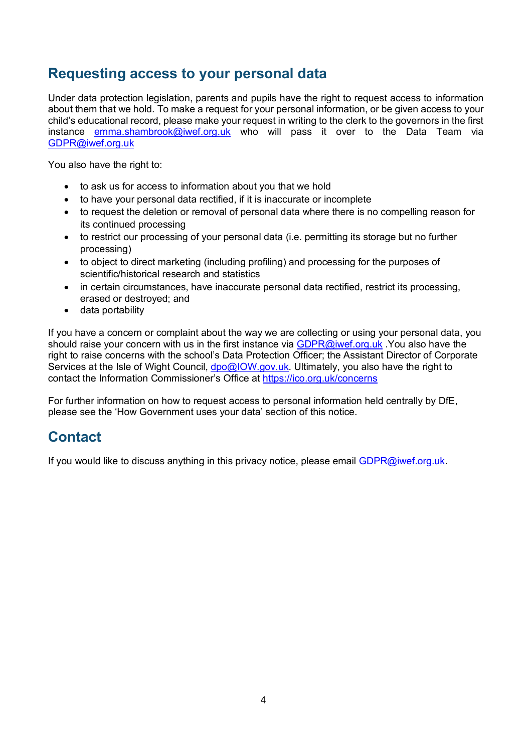## Requesting access to your personal data

Under data protection legislation, parents and pupils have the right to request access to information about them that we hold. To make a request for your personal information, or be given access to your child's educational record, please make your request in writing to the clerk to the governors in the first instance emma.shambrook@iwef.org.uk who will pass it over to the Data Team via GDPR@iwef.org.uk

You also have the right to:

- to ask us for access to information about you that we hold
- to have your personal data rectified, if it is inaccurate or incomplete
- to request the deletion or removal of personal data where there is no compelling reason for its continued processing
- to restrict our processing of your personal data (i.e. permitting its storage but no further processing)
- to object to direct marketing (including profiling) and processing for the purposes of scientific/historical research and statistics
- in certain circumstances, have inaccurate personal data rectified, restrict its processing, erased or destroyed; and
- data portability

If you have a concern or complaint about the way we are collecting or using your personal data, you should raise your concern with us in the first instance via GDPR@iwef.org.uk .You also have the right to raise concerns with the school's Data Protection Officer; the Assistant Director of Corporate Services at the Isle of Wight Council, dpo@IOW.gov.uk. Ultimately, you also have the right to contact the Information Commissioner's Office at https://ico.org.uk/concerns

For further information on how to request access to personal information held centrally by DfE, please see the 'How Government uses your data' section of this notice.

## Contact

If you would like to discuss anything in this privacy notice, please email GDPR@iwef.org.uk.